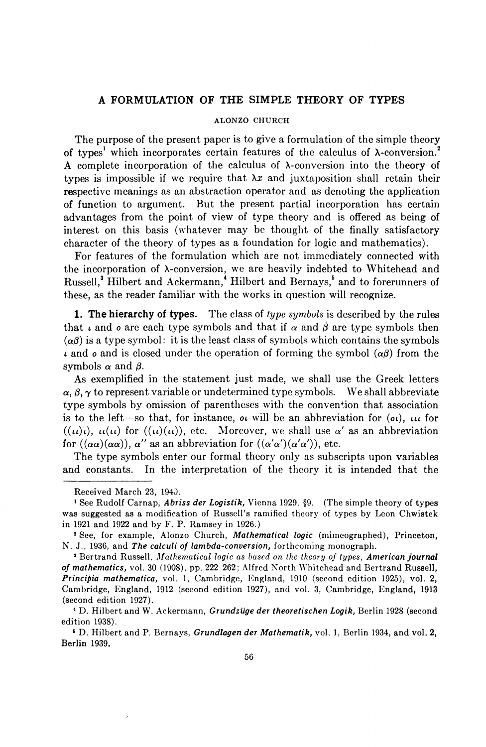# A FORMULATION OF THE SIMPLE THEORY OF TYPES

ALONZO CHURCH

The purpose of the present paper is to give a formulation of the simple theory of types[1] which incorporates certain features of the calculus of λ-conversion.[2] A complete incorporation of the calculus of λ-conversion into the theory of types is impossible if we require that $\lambda x$ and juxtaposition shall retain their respective meanings as an abstraction operator and as denoting the application of function to argument. But the present partial incorporation has certain advantages from the point of view of type theory and is offered as being of interest on this basis (whatever may be thought of the finally satisfactory character of the theory of types as a foundation for logic and mathematics).

For features of the formulation which are not immediately connected with the incorporation of λ-conversion, we are heavily indebted to Whitehead and Russell,[3] Hilbert and Ackermann,[4] Hilbert and Bernays,[5] and to forerunners of these, as the reader familiar with the works in question will recognize.

**1. The hierarchy of types.** The class of *type symbols* is described by the rules that $\iota$ and $o$ are each type symbols and that if $\alpha$ and $\beta$ are type symbols then $(\alpha\beta)$ is a type symbol: it is the least class of symbols which contains the symbols $\iota$ and $o$ and is closed under the operation of forming the symbol $(\alpha\beta)$ from the symbols $\alpha$ and $\beta$.

As exemplified in the statement just made, we shall use the Greek letters $\alpha, \beta, \gamma$ to represent variable or undetermined type symbols. We shall abbreviate type symbols by omission of parentheses with the convention that association is to the left—so that, for instance, $o\iota$ will be an abbreviation for $(o\iota)$, $\iota\iota\iota$ for $((\iota\iota)\iota)$, $\iota\iota(\iota\iota)$ for $((\iota\iota)(\iota\iota))$, etc. Moreover, we shall use $\alpha'$ as an abbreviation for $((\alpha\alpha)(\alpha\alpha))$, $\alpha''$ as an abbreviation for $((\alpha'\alpha')(\alpha'\alpha'))$, etc.

The type symbols enter our formal theory only as subscripts upon variables and constants. In the interpretation of the theory it is intended that the

---

Received March 23, 1940.

[1] See Rudolf Carnap, *Abriss der Logistik*, Vienna 1929, §9. (The simple theory of types was suggested as a modification of Russell's ramified theory of types by Leon Chwistek in 1921 and 1922 and by F. P. Ramsey in 1926.)

[2] See, for example, Alonzo Church, *Mathematical logic* (mimeographed), Princeton, N. J., 1936, and *The calculi of lambda-conversion*, forthcoming monograph.

[3] Bertrand Russell, *Mathematical logic as based on the theory of types*, *American journal of mathematics*, vol. 30 (1908), pp. 222-262; Alfred North Whitehead and Bertrand Russell, *Principia mathematica*, vol. 1, Cambridge, England, 1910 (second edition 1925), vol. 2, Cambridge, England, 1912 (second edition 1927), and vol. 3, Cambridge, England, 1913 (second edition 1927).

[4] D. Hilbert and W. Ackermann, *Grundzüge der theoretischen Logik*, Berlin 1928 (second edition 1938).

[5] D. Hilbert and P. Bernays, *Grundlagen der Mathematik*, vol. 1, Berlin 1934, and vol. 2, Berlin 1939.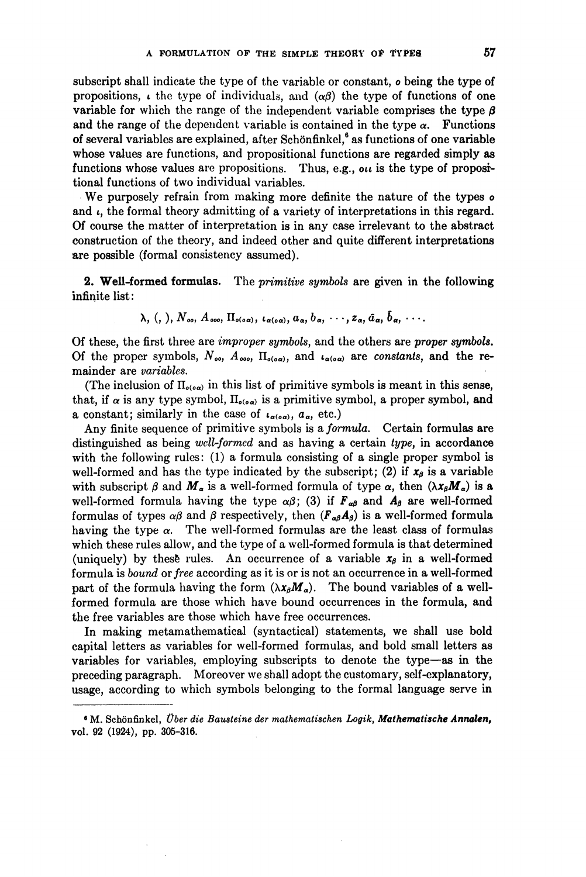subscript shall indicate the type of the variable or constant, $o$ being the type of propositions, $\iota$ the type of individuals, and $(\alpha\beta)$ the type of functions of one variable for which the range of the independent variable comprises the type $\beta$ and the range of the dependent variable is contained in the type $\alpha$. Functions of several variables are explained, after Schönfinkel,[6] as functions of one variable whose values are functions, and propositional functions are regarded simply as functions whose values are propositions. Thus, e.g., $o\iota\iota$ is the type of propositional functions of two individual variables.

We purposely refrain from making more definite the nature of the types $o$ and $\iota$, the formal theory admitting of a variety of interpretations in this regard. Of course the matter of interpretation is in any case irrelevant to the abstract construction of the theory, and indeed other and quite different interpretations are possible (formal consistency assumed).

**2. Well-formed formulas.** The *primitive symbols* are given in the following infinite list:

$$\lambda,\ (,\ ),\ N_{oo},\ A_{ooo},\ \Pi_{o(o\alpha)},\ \iota_{\alpha(o\alpha)},\ a_\alpha,\ b_\alpha,\ \cdots,\ z_\alpha,\ \bar{a}_\alpha,\ \bar{b}_\alpha,\ \cdots.$$

Of these, the first three are *improper symbols*, and the others are *proper symbols*. Of the proper symbols, $N_{oo}$, $A_{ooo}$, $\Pi_{o(o\alpha)}$, and $\iota_{\alpha(o\alpha)}$ are *constants*, and the remainder are *variables*.

(The inclusion of $\Pi_{o(o\alpha)}$ in this list of primitive symbols is meant in this sense, that, if $\alpha$ is any type symbol, $\Pi_{o(o\alpha)}$ is a primitive symbol, a proper symbol, and a constant; similarly in the case of $\iota_{\alpha(o\alpha)}$, $a_\alpha$, etc.)

Any finite sequence of primitive symbols is a *formula*. Certain formulas are distinguished as being *well-formed* and as having a certain *type*, in accordance with the following rules: (1) a formula consisting of a single proper symbol is well-formed and has the type indicated by the subscript; (2) if $\mathbf{x}_\beta$ is a variable with subscript $\beta$ and $\mathbf{M}_\alpha$ is a well-formed formula of type $\alpha$, then $(\lambda \mathbf{x}_\beta \mathbf{M}_\alpha)$ is a well-formed formula having the type $\alpha\beta$; (3) if $\mathbf{F}_{\alpha\beta}$ and $\mathbf{A}_\beta$ are well-formed formulas of types $\alpha\beta$ and $\beta$ respectively, then $(\mathbf{F}_{\alpha\beta}\mathbf{A}_\beta)$ is a well-formed formula having the type $\alpha$. The well-formed formulas are the least class of formulas which these rules allow, and the type of a well-formed formula is that determined (uniquely) by these rules. An occurrence of a variable $\mathbf{x}_\beta$ in a well-formed formula is *bound* or *free* according as it is or is not an occurrence in a well-formed part of the formula having the form $(\lambda \mathbf{x}_\beta \mathbf{M}_\alpha)$. The bound variables of a well-formed formula are those which have bound occurrences in the formula, and the free variables are those which have free occurrences.

In making metamathematical (syntactical) statements, we shall use bold capital letters as variables for well-formed formulas, and bold small letters as variables for variables, employing subscripts to denote the type—as in the preceding paragraph. Moreover we shall adopt the customary, self-explanatory, usage, according to which symbols belonging to the formal language serve in

---

[6] M. Schönfinkel, *Über die Bausteine der mathematischen Logik*, ***Mathematische Annalen***, vol. 92 (1924), pp. 305–316.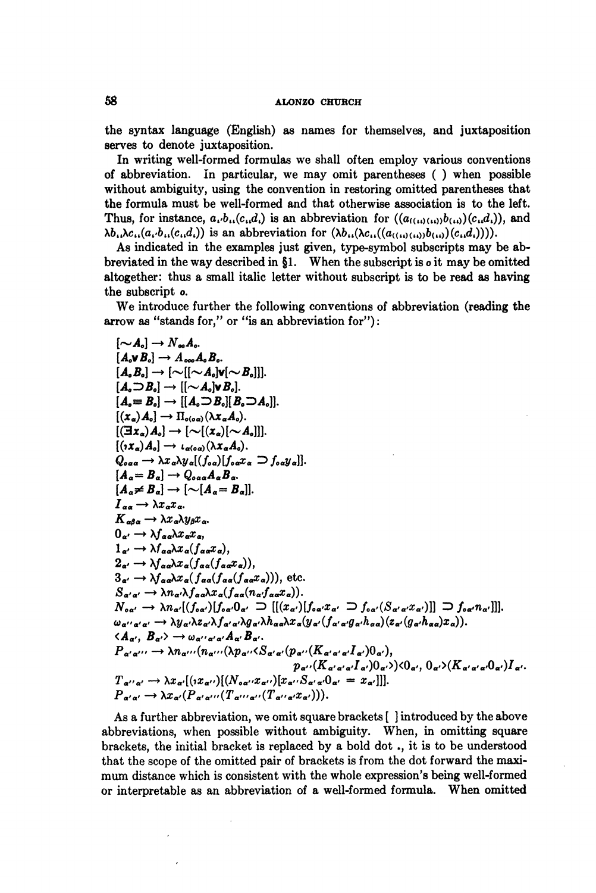the syntax language (English) as names for themselves, and juxtaposition serves to denote juxtaposition.

In writing well-formed formulas we shall often employ various conventions of abbreviation. In particular, we may omit parentheses ( ) when possible without ambiguity, using the convention in restoring omitted parentheses that the formula must be well-formed and that otherwise association is to the left. Thus, for instance, $a_{\iota'} b_{\iota\iota}(c_{\iota\iota} d_{\iota})$ is an abbreviation for $((a_{((\iota\iota)(\iota\iota))} b_{(\iota\iota)})(c_{\iota\iota} d_{\iota}))$, and $\lambda b_{\iota\iota} \lambda c_{\iota\iota}(a_{\iota'} b_{\iota\iota}(c_{\iota\iota} d_{\iota}))$ is an abbreviation for $(\lambda b_{\iota\iota}(\lambda c_{\iota\iota}((a_{((\iota\iota)(\iota\iota))} b_{(\iota\iota)})(c_{\iota\iota} d_{\iota}))))$.

As indicated in the examples just given, type-symbol subscripts may be abbreviated in the way described in §1. When the subscript is $o$ it may be omitted altogether: thus a small italic letter without subscript is to be read as having the subscript $o$.

We introduce further the following conventions of abbreviation (reading the arrow as "stands for," or "is an abbreviation for"):

$$[\sim A_o] \rightarrow N_{oo} A_o.$$
$$[A_o \vee B_o] \rightarrow A_{ooo} A_o B_o.$$
$$[A_o B_o] \rightarrow [\sim[[\sim A_o] \vee [\sim B_o]]].$$
$$[A_o \supset B_o] \rightarrow [[\sim A_o] \vee B_o].$$
$$[A_o \equiv B_o] \rightarrow [[A_o \supset B_o][B_o \supset A_o]].$$
$$[(x_\alpha) A_o] \rightarrow \Pi_{o(o\alpha)}(\lambda x_\alpha A_o).$$
$$[(\exists x_\alpha) A_o] \rightarrow [\sim[(x_\alpha)[\sim A_o]]].$$
$$[(\iota x_\alpha) A_o] \rightarrow \iota_{\alpha(o\alpha)}(\lambda x_\alpha A_o).$$
$$Q_{o\alpha\alpha} \rightarrow \lambda x_\alpha \lambda y_\alpha [(f_{o\alpha})[f_{o\alpha} x_\alpha \supset f_{o\alpha} y_\alpha]].$$
$$[A_\alpha = B_\alpha] \rightarrow Q_{o\alpha\alpha} A_\alpha B_\alpha.$$
$$[A_\alpha \neq B_\alpha] \rightarrow [\sim[A_\alpha = B_\alpha]].$$
$$I_{\alpha\alpha} \rightarrow \lambda x_\alpha x_\alpha.$$
$$K_{\alpha\beta\alpha} \rightarrow \lambda x_\alpha \lambda y_\beta x_\alpha.$$
$$0_{\alpha'} \rightarrow \lambda f_{\alpha\alpha} \lambda x_\alpha x_\alpha,$$
$$1_{\alpha'} \rightarrow \lambda f_{\alpha\alpha} \lambda x_\alpha (f_{\alpha\alpha} x_\alpha),$$
$$2_{\alpha'} \rightarrow \lambda f_{\alpha\alpha} \lambda x_\alpha (f_{\alpha\alpha}(f_{\alpha\alpha} x_\alpha)),$$
$$3_{\alpha'} \rightarrow \lambda f_{\alpha\alpha} \lambda x_\alpha (f_{\alpha\alpha}(f_{\alpha\alpha}(f_{\alpha\alpha} x_\alpha))), \text{ etc.}$$
$$S_{\alpha'\alpha'} \rightarrow \lambda n_{\alpha'} \lambda f_{\alpha\alpha} \lambda x_\alpha (f_{\alpha\alpha}(n_{\alpha'} f_{\alpha\alpha} x_\alpha)).$$
$$N_{o\alpha'} \rightarrow \lambda n_{\alpha'}[(f_{o\alpha'})[f_{o\alpha'} 0_{\alpha'} \supset [[(x_{\alpha'})[f_{o\alpha'} x_{\alpha'} \supset f_{o\alpha'}(S_{\alpha'\alpha'} x_{\alpha'})]] \supset f_{o\alpha'} n_{\alpha'}]]].$$
$$\omega_{\alpha''\alpha'\alpha'} \rightarrow \lambda y_{\alpha'} \lambda z_{\alpha'} \lambda f_{\alpha'\alpha'} \lambda g_{\alpha'} \lambda h_{\alpha\alpha} \lambda x_\alpha (y_{\alpha'}(f_{\alpha'\alpha'} g_{\alpha'} h_{\alpha\alpha})(z_{\alpha'}(g_{\alpha'} h_{\alpha\alpha}) x_\alpha)).$$
$$\langle A_{\alpha'}, B_{\alpha'} \rangle \rightarrow \omega_{\alpha''\alpha'\alpha'} A_{\alpha'} B_{\alpha'}.$$
$$P_{\alpha'\alpha'''} \rightarrow \lambda n_{\alpha'''}(n_{\alpha'''}(\lambda p_{\alpha''} \langle S_{\alpha'\alpha'}(p_{\alpha''}(K_{\alpha'\alpha'\alpha'} I_{\alpha'}) 0_{\alpha'}),$$
$$p_{\alpha''}(K_{\alpha'\alpha'\alpha'} I_{\alpha'}) 0_{\alpha'} \rangle) \langle 0_{\alpha'}, 0_{\alpha'} \rangle (K_{\alpha'\alpha'\alpha'} 0_{\alpha'}) I_{\alpha'}.$$
$$T_{\alpha''\alpha'} \rightarrow \lambda x_{\alpha'}[(\iota x_{\alpha''})[(N_{o\alpha''} x_{\alpha''})[x_{\alpha''} S_{\alpha'\alpha'} 0_{\alpha'} = x_{\alpha'}]]].$$
$$P_{\alpha'\alpha'} \rightarrow \lambda x_{\alpha'}(P_{\alpha'\alpha'''}(T_{\alpha'''\alpha''}(T_{\alpha''\alpha'} x_{\alpha'}))).$$

As a further abbreviation, we omit square brackets [ ] introduced by the above abbreviations, when possible without ambiguity. When, in omitting square brackets, the initial bracket is replaced by a bold dot **.**, it is to be understood that the scope of the omitted pair of brackets is from the dot forward the maximum distance which is consistent with the whole expression's being well-formed or interpretable as an abbreviation of a well-formed formula. When omitted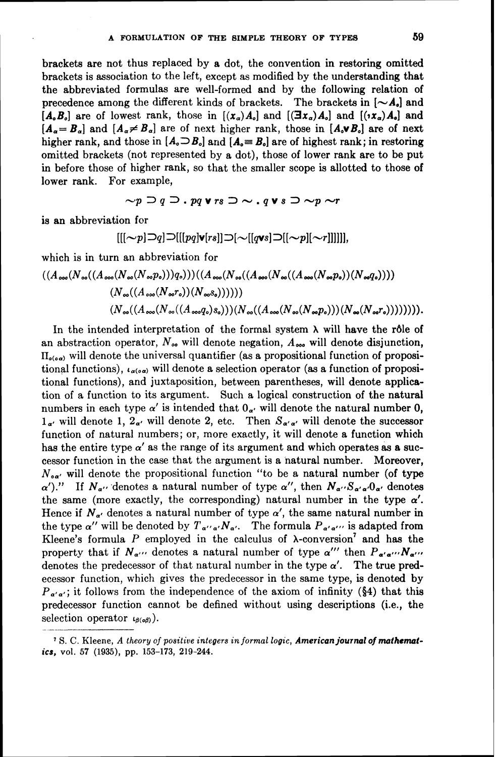brackets are not thus replaced by a dot, the convention in restoring omitted brackets is association to the left, except as modified by the understanding that the abbreviated formulas are well-formed and by the following relation of precedence among the different kinds of brackets. The brackets in $[\sim \boldsymbol{A}_o]$ and $[\boldsymbol{A}_o \boldsymbol{B}_o]$ are of lowest rank, those in $[(x_\alpha)\boldsymbol{A}_o]$ and $[(\exists x_\alpha)\boldsymbol{A}_o]$ and $[(\imath x_\alpha)\boldsymbol{A}_o]$ and $[\boldsymbol{A}_\alpha = \boldsymbol{B}_\alpha]$ and $[\boldsymbol{A}_\alpha \neq \boldsymbol{B}_\alpha]$ are of next higher rank, those in $[\boldsymbol{A}_o \vee \boldsymbol{B}_o]$ are of next higher rank, and those in $[\boldsymbol{A}_o \supset \boldsymbol{B}_o]$ and $[\boldsymbol{A}_o \equiv \boldsymbol{B}_o]$ are of highest rank; in restoring omitted brackets (not represented by a dot), those of lower rank are to be put in before those of higher rank, so that the smaller scope is allotted to those of lower rank. For example,

$$\sim p \supset q \supset . \, pq \vee rs \supset \sim . \, q \vee s \supset \sim p \sim r$$

is an abbreviation for

$$[[[\sim p] \supset q] \supset [[[pq] \vee [rs]] \supset [\sim [[q \vee s] \supset [[\sim p][\sim r]]]]]],$$

which is in turn an abbreviation for

$$((A_{ooo}(N_{oo}((A_{ooo}(N_{oo}(N_{oo}p_o)))q_o)))((A_{ooo}(N_{oo}((A_{ooo}(N_{oo}((A_{ooo}(N_{oo}p_o))(N_{oo}q_o))))$$
$$(N_{oo}((A_{ooo}(N_{oo}r_o))(N_{oo}s_o))))))$$
$$(N_{oo}((A_{ooo}(N_{oo}((A_{ooo}q_o)s_o)))(N_{oo}((A_{ooo}(N_{oo}(N_{oo}p_o)))(N_{oo}(N_{oo}r_o))))))))).$$

In the intended interpretation of the formal system $\lambda$ will have the rôle of an abstraction operator, $N_{oo}$ will denote negation, $A_{ooo}$ will denote disjunction, $\Pi_{o(o\alpha)}$ will denote the universal quantifier (as a propositional function of propositional functions), $\iota_{\alpha(o\alpha)}$ will denote a selection operator (as a function of propositional functions), and juxtaposition, between parentheses, will denote application of a function to its argument. Such a logical construction of the natural numbers in each type $\alpha'$ is intended that $0_{\alpha'}$ will denote the natural number 0, $1_{\alpha'}$ will denote 1, $2_{\alpha'}$ will denote 2, etc. Then $S_{\alpha'\alpha'}$ will denote the successor function of natural numbers; or, more exactly, it will denote a function which has the entire type $\alpha'$ as the range of its argument and which operates as a successor function in the case that the argument is a natural number. Moreover, $N_{o\alpha'}$ will denote the propositional function "to be a natural number (of type $\alpha'$)." If $\boldsymbol{N}_{\alpha''}$ denotes a natural number of type $\alpha''$, then $\boldsymbol{N}_{\alpha''} S_{\alpha'\alpha'} 0_{\alpha'}$ denotes the same (more exactly, the corresponding) natural number in the type $\alpha'$. Hence if $\boldsymbol{N}_{\alpha'}$ denotes a natural number of type $\alpha'$, the same natural number in the type $\alpha''$ will be denoted by $T_{\alpha''\alpha'}\boldsymbol{N}_{\alpha'}$. The formula $P_{\alpha'\alpha'''}$ is adapted from Kleene's formula $P$ employed in the calculus of $\lambda$-conversion[7] and has the property that if $\boldsymbol{N}_{\alpha'''}$ denotes a natural number of type $\alpha'''$ then $P_{\alpha'\alpha'''}\boldsymbol{N}_{\alpha'''}$ denotes the predecessor of that natural number in the type $\alpha'$. The true predecessor function, which gives the predecessor in the same type, is denoted by $P_{\alpha'\alpha'}$; it follows from the independence of the axiom of infinity (§4) that this predecessor function cannot be defined without using descriptions (i.e., the selection operator $\iota_{\beta(o\beta)}$).

---

[7] S. C. Kleene, *A theory of positive integers in formal logic*, ***American journal of mathematics***, vol. 57 (1935), pp. 153-173, 219-244.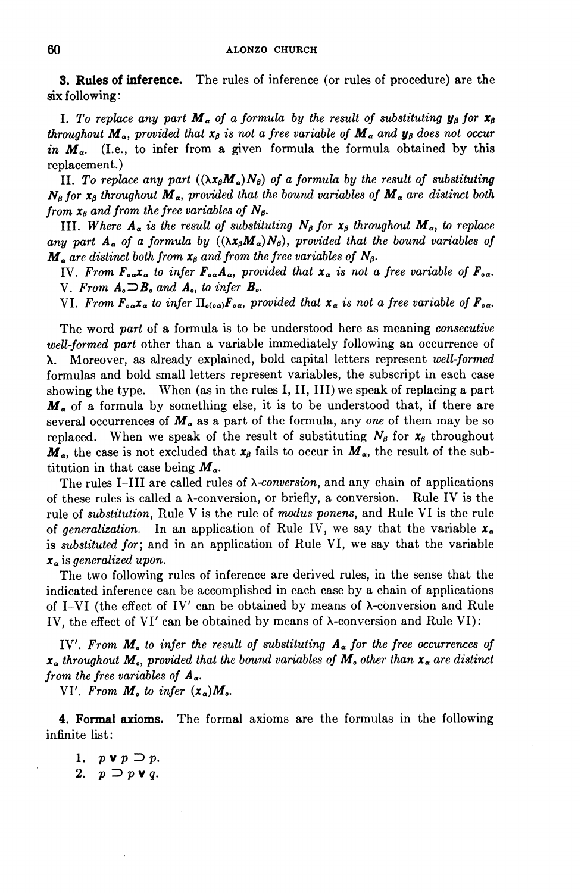**3. Rules of inference.** The rules of inference (or rules of procedure) are the six following:

I. *To replace any part* $\boldsymbol{M}_\alpha$ *of a formula by the result of substituting* $\boldsymbol{y}_\beta$ *for* $\boldsymbol{x}_\beta$ *throughout* $\boldsymbol{M}_\alpha$, *provided that* $\boldsymbol{x}_\beta$ *is not a free variable of* $\boldsymbol{M}_\alpha$ *and* $\boldsymbol{y}_\beta$ *does not occur in* $\boldsymbol{M}_\alpha$. (I.e., to infer from a given formula the formula obtained by this replacement.)

II. *To replace any part* $((\lambda \boldsymbol{x}_\beta \boldsymbol{M}_\alpha)\boldsymbol{N}_\beta)$ *of a formula by the result of substituting* $\boldsymbol{N}_\beta$ *for* $\boldsymbol{x}_\beta$ *throughout* $\boldsymbol{M}_\alpha$, *provided that the bound variables of* $\boldsymbol{M}_\alpha$ *are distinct both from* $\boldsymbol{x}_\beta$ *and from the free variables of* $\boldsymbol{N}_\beta$.

III. *Where* $\boldsymbol{A}_\alpha$ *is the result of substituting* $\boldsymbol{N}_\beta$ *for* $\boldsymbol{x}_\beta$ *throughout* $\boldsymbol{M}_\alpha$, *to replace any part* $\boldsymbol{A}_\alpha$ *of a formula by* $((\lambda \boldsymbol{x}_\beta \boldsymbol{M}_\alpha)\boldsymbol{N}_\beta)$, *provided that the bound variables of* $\boldsymbol{M}_\alpha$ *are distinct both from* $\boldsymbol{x}_\beta$ *and from the free variables of* $\boldsymbol{N}_\beta$.

IV. *From* $\boldsymbol{F}_{o\alpha}\boldsymbol{x}_\alpha$ *to infer* $\boldsymbol{F}_{o\alpha}\boldsymbol{A}_\alpha$, *provided that* $\boldsymbol{x}_\alpha$ *is not a free variable of* $\boldsymbol{F}_{o\alpha}$.

V. *From* $\boldsymbol{A}_o \supset \boldsymbol{B}_o$ *and* $\boldsymbol{A}_o$, *to infer* $\boldsymbol{B}_o$.

VI. *From* $\boldsymbol{F}_{o\alpha}\boldsymbol{x}_\alpha$ *to infer* $\Pi_{o(o\alpha)}\boldsymbol{F}_{o\alpha}$, *provided that* $\boldsymbol{x}_\alpha$ *is not a free variable of* $\boldsymbol{F}_{o\alpha}$.

The word *part* of a formula is to be understood here as meaning *consecutive well-formed part* other than a variable immediately following an occurrence of $\lambda$. Moreover, as already explained, bold capital letters represent *well-formed* formulas and bold small letters represent variables, the subscript in each case showing the type. When (as in the rules I, II, III) we speak of replacing a part $\boldsymbol{M}_\alpha$ of a formula by something else, it is to be understood that, if there are several occurrences of $\boldsymbol{M}_\alpha$ as a part of the formula, any *one* of them may be so replaced. When we speak of the result of substituting $\boldsymbol{N}_\beta$ for $\boldsymbol{x}_\beta$ throughout $\boldsymbol{M}_\alpha$, the case is not excluded that $\boldsymbol{x}_\beta$ fails to occur in $\boldsymbol{M}_\alpha$, the result of the substitution in that case being $\boldsymbol{M}_\alpha$.

The rules I–III are called rules of $\lambda$-*conversion*, and any chain of applications of these rules is called a $\lambda$-conversion, or briefly, a conversion. Rule IV is the rule of *substitution*, Rule V is the rule of *modus ponens*, and Rule VI is the rule of *generalization*. In an application of Rule IV, we say that the variable $\boldsymbol{x}_\alpha$ is *substituted for*; and in an application of Rule VI, we say that the variable $\boldsymbol{x}_\alpha$ is *generalized upon*.

The two following rules of inference are derived rules, in the sense that the indicated inference can be accomplished in each case by a chain of applications of I–VI (the effect of IV′ can be obtained by means of $\lambda$-conversion and Rule IV, the effect of VI′ can be obtained by means of $\lambda$-conversion and Rule VI):

IV′. *From* $\boldsymbol{M}_o$ *to infer the result of substituting* $\boldsymbol{A}_\alpha$ *for the free occurrences of* $\boldsymbol{x}_\alpha$ *throughout* $\boldsymbol{M}_o$, *provided that the bound variables of* $\boldsymbol{M}_o$ *other than* $\boldsymbol{x}_\alpha$ *are distinct from the free variables of* $\boldsymbol{A}_\alpha$.

VI′. *From* $\boldsymbol{M}_o$ *to infer* $(\boldsymbol{x}_\alpha)\boldsymbol{M}_o$.

**4. Formal axioms.** The formal axioms are the formulas in the following infinite list:

1. $p \vee p \supset p$.
2. $p \supset p \vee q$.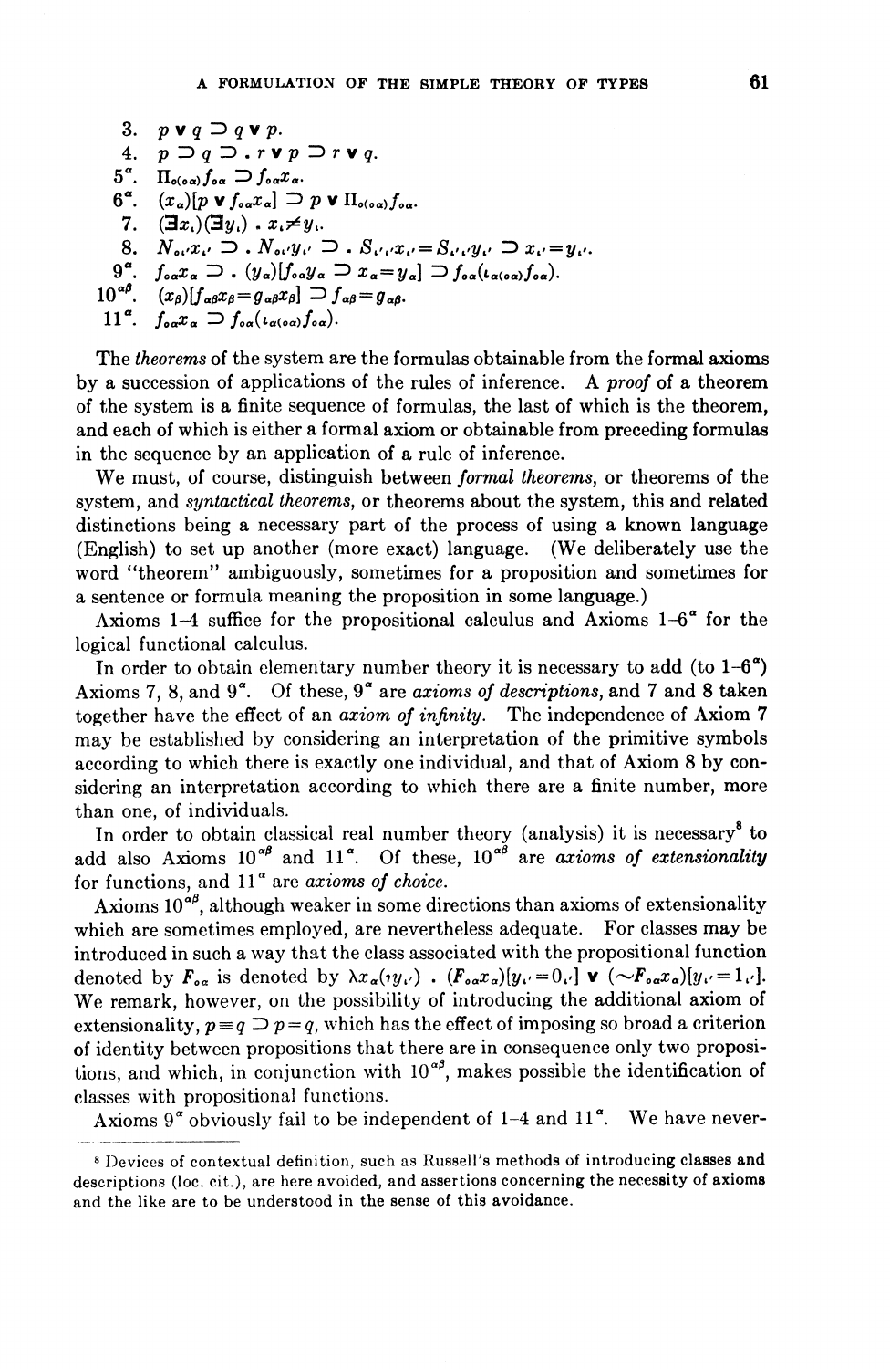3. $p \vee q \supset q \vee p$.

4. $p \supset q \supset . r \vee p \supset r \vee q$.

5$^\alpha$. $\Pi_{o(o\alpha)} f_{o\alpha} \supset f_{o\alpha} x_\alpha$.

6$^\alpha$. $(x_\alpha)[p \vee f_{o\alpha} x_\alpha] \supset p \vee \Pi_{o(o\alpha)} f_{o\alpha}$.

7. $(\exists x_\iota)(\exists y_\iota) . x_\iota \neq y_\iota$.

8. $N_{o\iota'} x_{\iota'} \supset . N_{o\iota'} y_{\iota'} \supset . S_{\iota'\iota'} x_{\iota'} = S_{\iota'\iota'} y_{\iota'} \supset x_{\iota'} = y_{\iota'}$.

9$^\alpha$. $f_{o\alpha} x_\alpha \supset . (y_\alpha)[f_{o\alpha} y_\alpha \supset x_\alpha = y_\alpha] \supset f_{o\alpha}(\iota_{\alpha(o\alpha)} f_{o\alpha})$.

10$^{\alpha\beta}$. $(x_\beta)[f_{\alpha\beta} x_\beta = g_{\alpha\beta} x_\beta] \supset f_{\alpha\beta} = g_{\alpha\beta}$.

11$^\alpha$. $f_{o\alpha} x_\alpha \supset f_{o\alpha}(\iota_{\alpha(o\alpha)} f_{o\alpha})$.

The *theorems* of the system are the formulas obtainable from the formal axioms by a succession of applications of the rules of inference. A *proof* of a theorem of the system is a finite sequence of formulas, the last of which is the theorem, and each of which is either a formal axiom or obtainable from preceding formulas in the sequence by an application of a rule of inference.

We must, of course, distinguish between *formal theorems*, or theorems of the system, and *syntactical theorems*, or theorems about the system, this and related distinctions being a necessary part of the process of using a known language (English) to set up another (more exact) language. (We deliberately use the word "theorem" ambiguously, sometimes for a proposition and sometimes for a sentence or formula meaning the proposition in some language.)

Axioms 1–4 suffice for the propositional calculus and Axioms 1–6$^\alpha$ for the logical functional calculus.

In order to obtain elementary number theory it is necessary to add (to 1–6$^\alpha$) Axioms 7, 8, and 9$^\alpha$. Of these, 9$^\alpha$ are *axioms of descriptions*, and 7 and 8 taken together have the effect of an *axiom of infinity*. The independence of Axiom 7 may be established by considering an interpretation of the primitive symbols according to which there is exactly one individual, and that of Axiom 8 by considering an interpretation according to which there are a finite number, more than one, of individuals.

In order to obtain classical real number theory (analysis) it is necessary[8] to add also Axioms 10$^{\alpha\beta}$ and 11$^\alpha$. Of these, 10$^{\alpha\beta}$ are *axioms of extensionality* for functions, and 11$^\alpha$ are *axioms of choice*.

Axioms 10$^{\alpha\beta}$, although weaker in some directions than axioms of extensionality which are sometimes employed, are nevertheless adequate. For classes may be introduced in such a way that the class associated with the propositional function denoted by $F_{o\alpha}$ is denoted by $\lambda x_\alpha(\imath y_{\iota'}) . (F_{o\alpha} x_\alpha)[y_{\iota'} = 0_{\iota'}] \vee (\sim F_{o\alpha} x_\alpha)[y_{\iota'} = 1_{\iota'}]$. We remark, however, on the possibility of introducing the additional axiom of extensionality, $p \equiv q \supset p = q$, which has the effect of imposing so broad a criterion of identity between propositions that there are in consequence only two propositions, and which, in conjunction with 10$^{\alpha\beta}$, makes possible the identification of classes with propositional functions.

Axioms 9$^\alpha$ obviously fail to be independent of 1–4 and 11$^\alpha$. We have never-

[8] Devices of contextual definition, such as Russell's methods of introducing classes and descriptions (loc. cit.), are here avoided, and assertions concerning the necessity of axioms and the like are to be understood in the sense of this avoidance.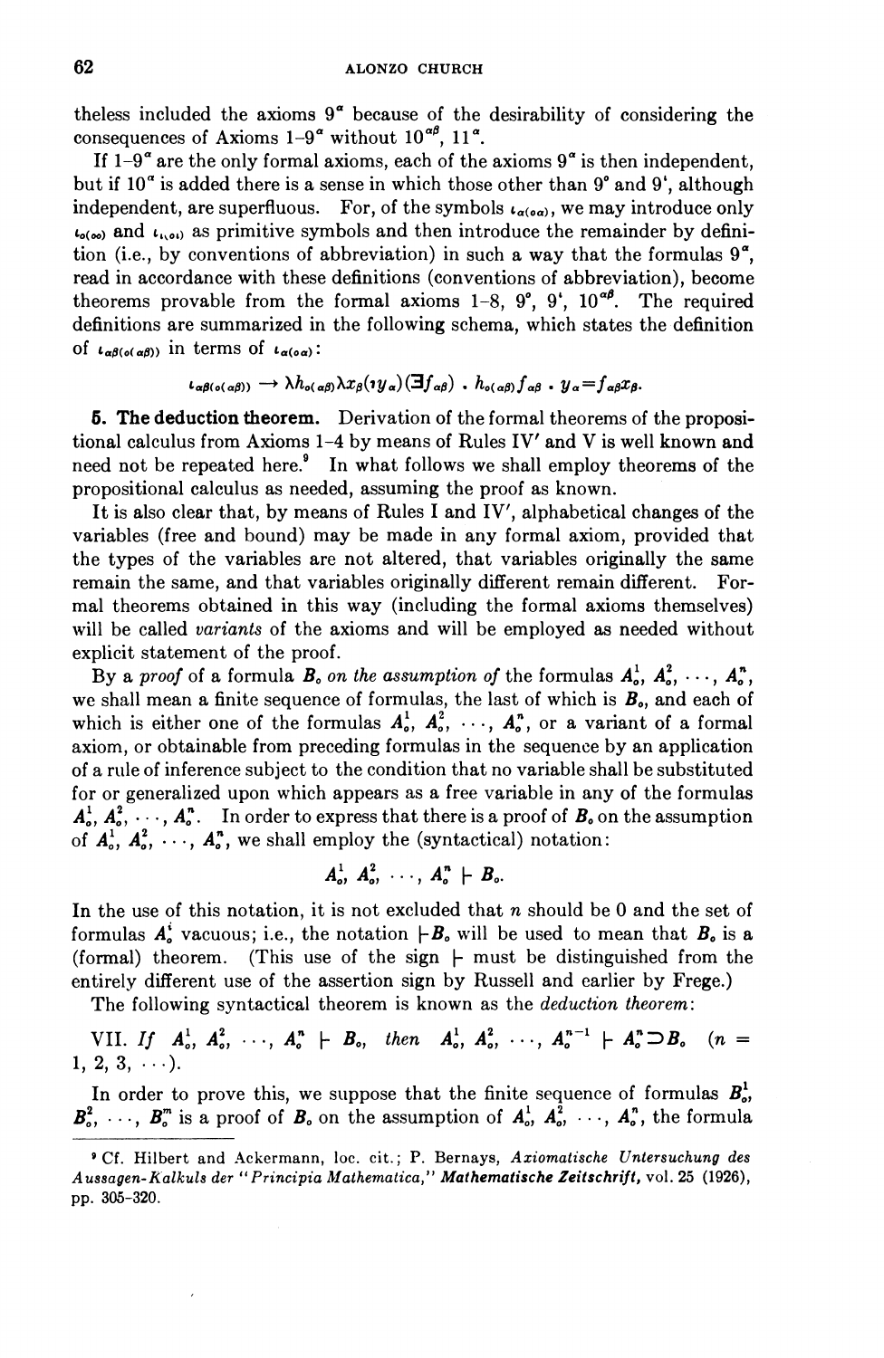theless included the axioms $9^\alpha$ because of the desirability of considering the consequences of Axioms 1–$9^\alpha$ without $10^{\alpha\beta}$, $11^\alpha$.

If 1–$9^\alpha$ are the only formal axioms, each of the axioms $9^\alpha$ is then independent, but if $10^\alpha$ is added there is a sense in which those other than $9^o$ and $9^\iota$, although independent, are superfluous. For, of the symbols $\iota_{\alpha(o\alpha)}$, we may introduce only $\iota_{o(oo)}$ and $\iota_{\iota(o\iota)}$ as primitive symbols and then introduce the remainder by definition (i.e., by conventions of abbreviation) in such a way that the formulas $9^\alpha$, read in accordance with these definitions (conventions of abbreviation), become theorems provable from the formal axioms 1–8, $9^o$, $9^\iota$, $10^{\alpha\beta}$. The required definitions are summarized in the following schema, which states the definition of $\iota_{\alpha\beta(o(\alpha\beta))}$ in terms of $\iota_{\alpha(o\alpha)}$:

$$\iota_{\alpha\beta(o(\alpha\beta))} \rightarrow \lambda h_{o(\alpha\beta)} \lambda x_\beta (\iota y_\alpha)(\exists f_{\alpha\beta}) \,.\, h_{o(\alpha\beta)} f_{\alpha\beta} \,.\, y_\alpha = f_{\alpha\beta} x_\beta.$$

**5. The deduction theorem.** Derivation of the formal theorems of the propositional calculus from Axioms 1–4 by means of Rules IV′ and V is well known and need not be repeated here.[9] In what follows we shall employ theorems of the propositional calculus as needed, assuming the proof as known.

It is also clear that, by means of Rules I and IV′, alphabetical changes of the variables (free and bound) may be made in any formal axiom, provided that the types of the variables are not altered, that variables originally the same remain the same, and that variables originally different remain different. Formal theorems obtained in this way (including the formal axioms themselves) will be called *variants* of the axioms and will be employed as needed without explicit statement of the proof.

By a *proof* of a formula $\boldsymbol{B}_o$ *on the assumption of* the formulas $\boldsymbol{A}_o^1, \boldsymbol{A}_o^2, \cdots, \boldsymbol{A}_o^n$, we shall mean a finite sequence of formulas, the last of which is $\boldsymbol{B}_o$, and each of which is either one of the formulas $\boldsymbol{A}_o^1, \boldsymbol{A}_o^2, \cdots, \boldsymbol{A}_o^n$, or a variant of a formal axiom, or obtainable from preceding formulas in the sequence by an application of a rule of inference subject to the condition that no variable shall be substituted for or generalized upon which appears as a free variable in any of the formulas $\boldsymbol{A}_o^1, \boldsymbol{A}_o^2, \cdots, \boldsymbol{A}_o^n$. In order to express that there is a proof of $\boldsymbol{B}_o$ on the assumption of $\boldsymbol{A}_o^1, \boldsymbol{A}_o^2, \cdots, \boldsymbol{A}_o^n$, we shall employ the (syntactical) notation:

$$\boldsymbol{A}_o^1, \boldsymbol{A}_o^2, \cdots, \boldsymbol{A}_o^n \vdash \boldsymbol{B}_o.$$

In the use of this notation, it is not excluded that $n$ should be 0 and the set of formulas $\boldsymbol{A}_o^i$ vacuous; i.e., the notation $\vdash \boldsymbol{B}_o$ will be used to mean that $\boldsymbol{B}_o$ is a (formal) theorem. (This use of the sign $\vdash$ must be distinguished from the entirely different use of the assertion sign by Russell and earlier by Frege.)

The following syntactical theorem is known as the *deduction theorem*:

VII. *If* $\boldsymbol{A}_o^1, \boldsymbol{A}_o^2, \cdots, \boldsymbol{A}_o^n \vdash \boldsymbol{B}_o$, *then* $\boldsymbol{A}_o^1, \boldsymbol{A}_o^2, \cdots, \boldsymbol{A}_o^{n-1} \vdash \boldsymbol{A}_o^n \supset \boldsymbol{B}_o$ $(n = 1, 2, 3, \cdots)$.

In order to prove this, we suppose that the finite sequence of formulas $\boldsymbol{B}_o^1, \boldsymbol{B}_o^2, \cdots, \boldsymbol{B}_o^m$ is a proof of $\boldsymbol{B}_o$ on the assumption of $\boldsymbol{A}_o^1, \boldsymbol{A}_o^2, \cdots, \boldsymbol{A}_o^n$, the formula

---

[9] Cf. Hilbert and Ackermann, loc. cit.; P. Bernays, *Axiomatische Untersuchung des Aussagen-Kalkuls der "Principia Mathematica,"* ***Mathematische Zeitschrift***, vol. 25 (1926), pp. 305–320.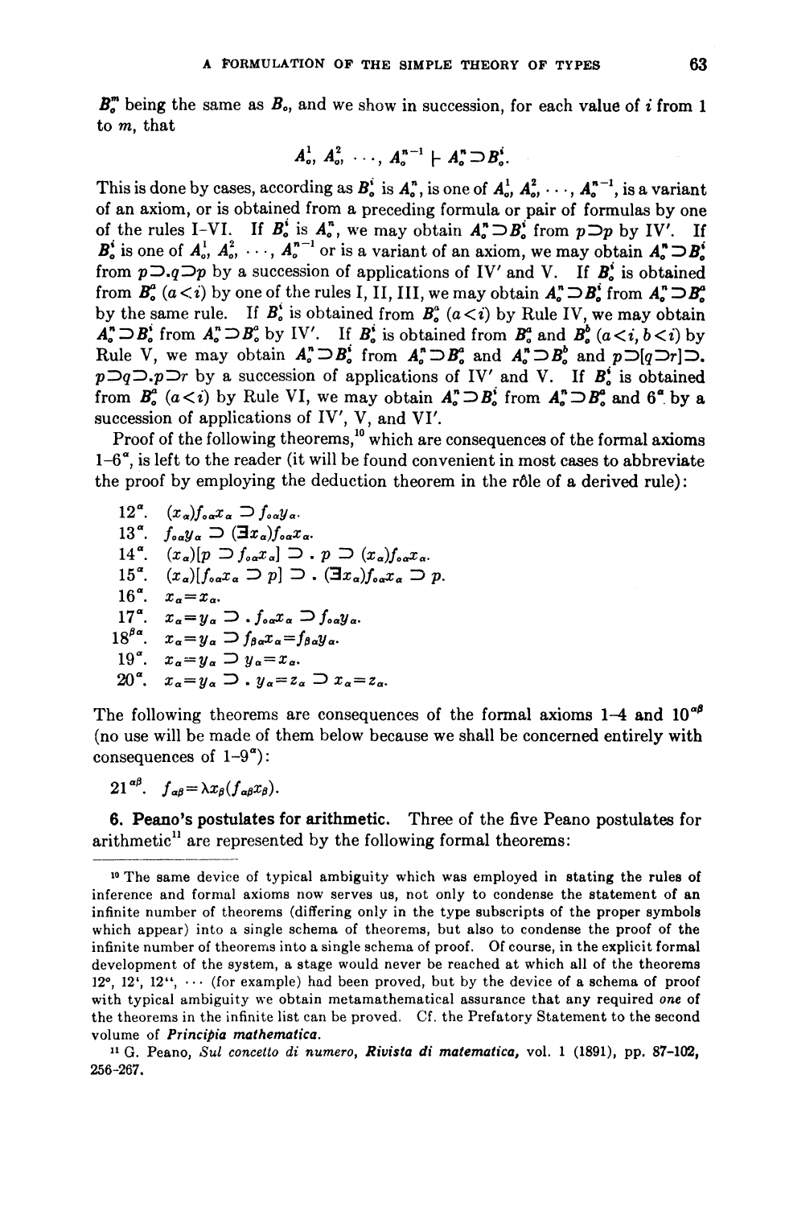$B_o^m$ being the same as $B_o$, and we show in succession, for each value of $i$ from 1 to $m$, that

$$A_o^1, A_o^2, \cdots, A_o^{n-1} \vdash A_o^n \supset B_o^i.$$

This is done by cases, according as $B_o^i$ is $A_o^n$, is one of $A_o^1, A_o^2, \cdots, A_o^{n-1}$, is a variant of an axiom, or is obtained from a preceding formula or pair of formulas by one of the rules I–VI. If $B_o^i$ is $A_o^n$, we may obtain $A_o^n \supset B_o^i$ from $p \supset p$ by IV′. If $B_o^i$ is one of $A_o^1, A_o^2, \cdots, A_o^{n-1}$ or is a variant of an axiom, we may obtain $A_o^n \supset B_o^i$ from $p \supset . q \supset p$ by a succession of applications of IV′ and V. If $B_o^i$ is obtained from $B_o^a$ $(a < i)$ by one of the rules I, II, III, we may obtain $A_o^n \supset B_o^i$ from $A_o^n \supset B_o^a$ by the same rule. If $B_o^i$ is obtained from $B_o^a$ $(a < i)$ by Rule IV, we may obtain $A_o^n \supset B_o^i$ from $A_o^n \supset B_o^a$ by IV′. If $B_o^i$ is obtained from $B_o^a$ and $B_o^b$ $(a < i, b < i)$ by Rule V, we may obtain $A_o^n \supset B_o^i$ from $A_o^n \supset B_o^a$ and $A_o^n \supset B_o^b$ and $p \supset [q \supset r] \supset . p \supset q \supset . p \supset r$ by a succession of applications of IV′ and V. If $B_o^i$ is obtained from $B_o^a$ $(a < i)$ by Rule VI, we may obtain $A_o^n \supset B_o^i$ from $A_o^n \supset B_o^a$ and $6^\alpha$ by a succession of applications of IV′, V, and VI′.

Proof of the following theorems,[10] which are consequences of the formal axioms $1$–$6^\alpha$, is left to the reader (it will be found convenient in most cases to abbreviate the proof by employing the deduction theorem in the rôle of a derived rule):

$12^\alpha$. $(x_\alpha) f_{o\alpha} x_\alpha \supset f_{o\alpha} y_\alpha$.

$13^\alpha$. $f_{o\alpha} y_\alpha \supset (\exists x_\alpha) f_{o\alpha} x_\alpha$.

$14^\alpha$. $(x_\alpha)[p \supset f_{o\alpha} x_\alpha] \supset . p \supset (x_\alpha) f_{o\alpha} x_\alpha$.

$15^\alpha$. $(x_\alpha)[f_{o\alpha} x_\alpha \supset p] \supset . (\exists x_\alpha) f_{o\alpha} x_\alpha \supset p$.

$16^\alpha$. $x_\alpha = x_\alpha$.

$17^\alpha$. $x_\alpha = y_\alpha \supset . f_{o\alpha} x_\alpha \supset f_{o\alpha} y_\alpha$.

$18^{\beta\alpha}$. $x_\alpha = y_\alpha \supset f_{\beta\alpha} x_\alpha = f_{\beta\alpha} y_\alpha$.

$19^\alpha$. $x_\alpha = y_\alpha \supset y_\alpha = x_\alpha$.

$20^\alpha$. $x_\alpha = y_\alpha \supset . y_\alpha = z_\alpha \supset x_\alpha = z_\alpha$.

The following theorems are consequences of the formal axioms 1–4 and $10^{\alpha\beta}$ (no use will be made of them below because we shall be concerned entirely with consequences of $1$–$9^\alpha$):

$21^{\alpha\beta}$. $f_{\alpha\beta} = \lambda x_\beta (f_{\alpha\beta} x_\beta)$.

## 6. Peano's postulates for arithmetic.

Three of the five Peano postulates for arithmetic[11] are represented by the following formal theorems:

---

[10] The same device of typical ambiguity which was employed in stating the rules of inference and formal axioms now serves us, not only to condense the statement of an infinite number of theorems (differing only in the type subscripts of the proper symbols which appear) into a single schema of theorems, but also to condense the proof of the infinite number of theorems into a single schema of proof. Of course, in the explicit formal development of the system, a stage would never be reached at which all of the theorems $12^o$, $12^\iota$, $12^{\iota\iota}$, $\cdots$ (for example) had been proved, but by the device of a schema of proof with typical ambiguity we obtain metamathematical assurance that any required *one* of the theorems in the infinite list can be proved. Cf. the Prefatory Statement to the second volume of ***Principia mathematica***.

[11] G. Peano, *Sul concetto di numero*, ***Rivista di matematica***, vol. 1 (1891), pp. 87–102, 256–267.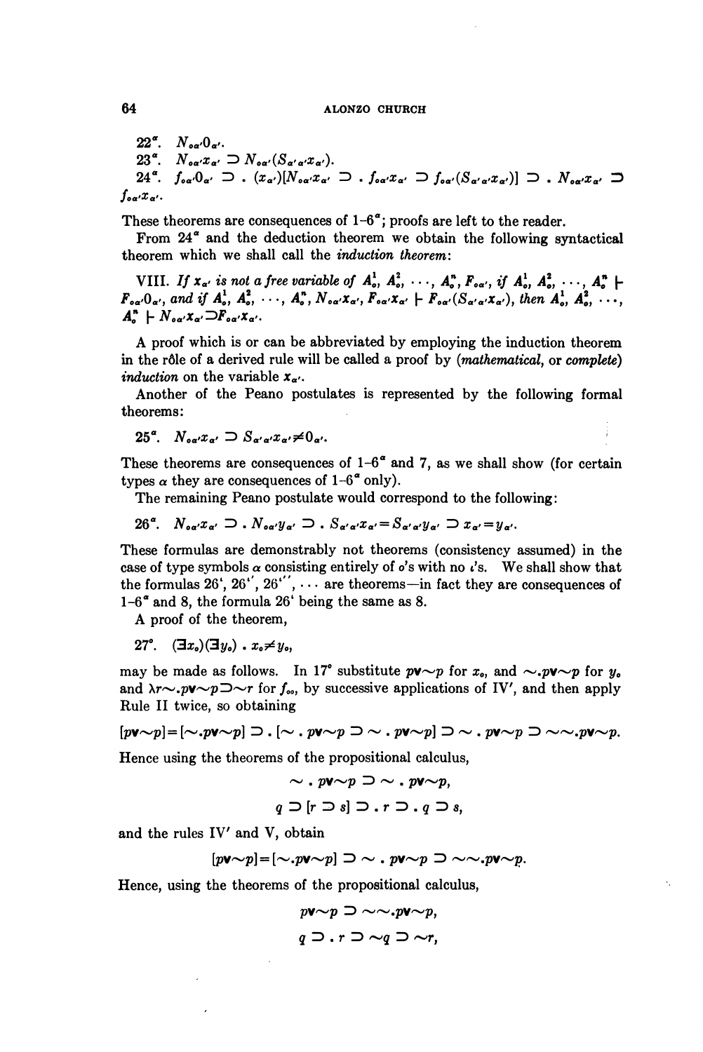22$^\alpha$. $N_{o\alpha'}0_{\alpha'}$.

23$^\alpha$. $N_{o\alpha'}x_{\alpha'} \supset N_{o\alpha'}(S_{\alpha'\alpha'}x_{\alpha'})$.

24$^\alpha$. $f_{o\alpha'}0_{\alpha'} \supset . (x_{\alpha'})[N_{o\alpha'}x_{\alpha'} \supset . f_{o\alpha'}x_{\alpha'} \supset f_{o\alpha'}(S_{\alpha'\alpha'}x_{\alpha'})] \supset . N_{o\alpha'}x_{\alpha'} \supset f_{o\alpha'}x_{\alpha'}$.

These theorems are consequences of 1–6$^\alpha$; proofs are left to the reader.

From 24$^\alpha$ and the deduction theorem we obtain the following syntactical theorem which we shall call the *induction theorem*:

VIII. *If $x_{\alpha'}$ is not a free variable of $A_o^1, A_o^2, \cdots, A_o^n, F_{o\alpha'}$, if $A_o^1, A_o^2, \cdots, A_o^n \vdash F_{o\alpha'}0_{\alpha'}$, and if $A_o^1, A_o^2, \cdots, A_o^n, N_{o\alpha'}x_{\alpha'}, F_{o\alpha'}x_{\alpha'} \vdash F_{o\alpha'}(S_{\alpha'\alpha'}x_{\alpha'})$, then $A_o^1, A_o^2, \cdots, A_o^n \vdash N_{o\alpha'}x_{\alpha'} \supset F_{o\alpha'}x_{\alpha'}$.*

A proof which is or can be abbreviated by employing the induction theorem in the rôle of a derived rule will be called a proof by (*mathematical*, or *complete*) *induction* on the variable $x_{\alpha'}$.

Another of the Peano postulates is represented by the following formal theorems:

25$^\alpha$. $N_{o\alpha'}x_{\alpha'} \supset S_{\alpha'\alpha'}x_{\alpha'} \neq 0_{\alpha'}$.

These theorems are consequences of 1–6$^\alpha$ and 7, as we shall show (for certain types $\alpha$ they are consequences of 1–6$^\alpha$ only).

The remaining Peano postulate would correspond to the following:

26$^\alpha$. $N_{o\alpha'}x_{\alpha'} \supset . N_{o\alpha'}y_{\alpha'} \supset . S_{\alpha'\alpha'}x_{\alpha'} = S_{\alpha'\alpha'}y_{\alpha'} \supset x_{\alpha'} = y_{\alpha'}$.

These formulas are demonstrably not theorems (consistency assumed) in the case of type symbols $\alpha$ consisting entirely of $o$'s with no $\iota$'s. We shall show that the formulas 26$^\iota$, 26$^{\iota'}$, 26$^{\iota''}$, $\cdots$ are theorems—in fact they are consequences of 1–6$^\alpha$ and 8, the formula 26$^\iota$ being the same as 8.

A proof of the theorem,

27$^o$. $(\exists x_o)(\exists y_o) . x_o \neq y_o$,

may be made as follows. In 17$^o$ substitute $p \vee \sim p$ for $x_o$, and $\sim . p \vee \sim p$ for $y_o$ and $\lambda r \sim . p \vee \sim p \supset \sim r$ for $f_{oo}$, by successive applications of IV$'$, and then apply Rule II twice, so obtaining

$$[p \vee \sim p] = [\sim . p \vee \sim p] \supset . [\sim . p \vee \sim p \supset \sim . p \vee \sim p] \supset \sim . p \vee \sim p \supset \sim\sim . p \vee \sim p.$$

Hence using the theorems of the propositional calculus,

$$\sim . p \vee \sim p \supset \sim . p \vee \sim p,$$

$$q \supset [r \supset s] \supset . r \supset . q \supset s,$$

and the rules IV$'$ and V, obtain

$$[p \vee \sim p] = [\sim . p \vee \sim p] \supset \sim . p \vee \sim p \supset \sim\sim . p \vee \sim p.$$

Hence, using the theorems of the propositional calculus,

$$p \vee \sim p \supset \sim\sim . p \vee \sim p,$$

$$q \supset . r \supset \sim q \supset \sim r,$$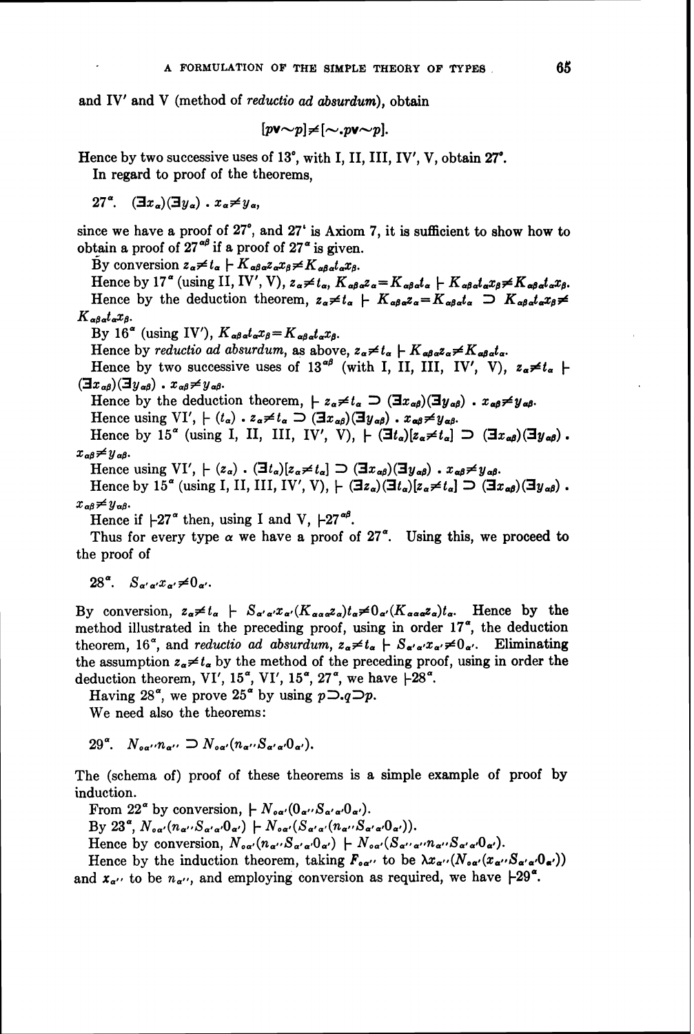and IV′ and V (method of *reductio ad absurdum*), obtain

$$[p \vee \sim p] \neq [\sim . p \vee \sim p].$$

Hence by two successive uses of $13^{\circ}$, with I, II, III, IV′, V, obtain $27^{\circ}$.

In regard to proof of the theorems,

$27^{\alpha}$. $(\exists x_\alpha)(\exists y_\alpha) . x_\alpha \neq y_\alpha$,

since we have a proof of $27^{\circ}$, and $27^{\iota}$ is Axiom 7, it is sufficient to show how to obtain a proof of $27^{\alpha\beta}$ if a proof of $27^{\alpha}$ is given.

By conversion $z_\alpha \neq t_\alpha \vdash K_{\alpha\beta\alpha} z_\alpha x_\beta \neq K_{\alpha\beta\alpha} t_\alpha x_\beta$.

Hence by $17^{\alpha}$ (using II, IV′, V), $z_\alpha \neq t_\alpha, K_{\alpha\beta\alpha} z_\alpha = K_{\alpha\beta\alpha} t_\alpha \vdash K_{\alpha\beta\alpha} t_\alpha x_\beta \neq K_{\alpha\beta\alpha} t_\alpha x_\beta$.

Hence by the deduction theorem, $z_\alpha \neq t_\alpha \vdash K_{\alpha\beta\alpha} z_\alpha = K_{\alpha\beta\alpha} t_\alpha \supset K_{\alpha\beta\alpha} t_\alpha x_\beta \neq K_{\alpha\beta\alpha} t_\alpha x_\beta$.

By $16^{\alpha}$ (using IV′), $K_{\alpha\beta\alpha} t_\alpha x_\beta = K_{\alpha\beta\alpha} t_\alpha x_\beta$.

Hence by *reductio ad absurdum*, as above, $z_\alpha \neq t_\alpha \vdash K_{\alpha\beta\alpha} z_\alpha \neq K_{\alpha\beta\alpha} t_\alpha$.

Hence by two successive uses of $13^{\alpha\beta}$ (with I, II, III, IV′, V), $z_\alpha \neq t_\alpha \vdash (\exists x_{\alpha\beta})(\exists y_{\alpha\beta}) . x_{\alpha\beta} \neq y_{\alpha\beta}$.

Hence by the deduction theorem, $\vdash z_\alpha \neq t_\alpha \supset (\exists x_{\alpha\beta})(\exists y_{\alpha\beta}) . x_{\alpha\beta} \neq y_{\alpha\beta}$.

Hence using VI′, $\vdash (t_\alpha) . z_\alpha \neq t_\alpha \supset (\exists x_{\alpha\beta})(\exists y_{\alpha\beta}) . x_{\alpha\beta} \neq y_{\alpha\beta}$.

Hence by $15^{\alpha}$ (using I, II, III, IV′, V), $\vdash (\exists t_\alpha)[z_\alpha \neq t_\alpha] \supset (\exists x_{\alpha\beta})(\exists y_{\alpha\beta}) . x_{\alpha\beta} \neq y_{\alpha\beta}$.

Hence using VI′, $\vdash (z_\alpha) . (\exists t_\alpha)[z_\alpha \neq t_\alpha] \supset (\exists x_{\alpha\beta})(\exists y_{\alpha\beta}) . x_{\alpha\beta} \neq y_{\alpha\beta}$.

Hence by $15^{\alpha}$ (using I, II, III, IV′, V), $\vdash (\exists z_\alpha)(\exists t_\alpha)[z_\alpha \neq t_\alpha] \supset (\exists x_{\alpha\beta})(\exists y_{\alpha\beta}) . x_{\alpha\beta} \neq y_{\alpha\beta}$.

Hence if $\vdash 27^{\alpha}$ then, using I and V, $\vdash 27^{\alpha\beta}$.

Thus for every type $\alpha$ we have a proof of $27^{\alpha}$. Using this, we proceed to the proof of

$28^{\alpha}$. $S_{\alpha'\alpha'} x_{\alpha'} \neq 0_{\alpha'}$.

By conversion, $z_\alpha \neq t_\alpha \vdash S_{\alpha'\alpha'} x_{\alpha'} (K_{\alpha\alpha\alpha} z_\alpha) t_\alpha \neq 0_{\alpha'} (K_{\alpha\alpha\alpha} z_\alpha) t_\alpha$. Hence by the method illustrated in the preceding proof, using in order $17^{\alpha}$, the deduction theorem, $16^{\alpha}$, and *reductio ad absurdum*, $z_\alpha \neq t_\alpha \vdash S_{\alpha'\alpha'} x_{\alpha'} \neq 0_{\alpha'}$. Eliminating the assumption $z_\alpha \neq t_\alpha$ by the method of the preceding proof, using in order the deduction theorem, VI′, $15^{\alpha}$, VI′, $15^{\alpha}$, $27^{\alpha}$, we have $\vdash 28^{\alpha}$.

Having $28^{\alpha}$, we prove $25^{\alpha}$ by using $p \supset . q \supset p$.

We need also the theorems:

$29^{\alpha}$. $N_{o\alpha''} n_{\alpha''} \supset N_{o\alpha'} (n_{\alpha''} S_{\alpha'\alpha'} 0_{\alpha'})$.

The (schema of) proof of these theorems is a simple example of proof by induction.

From $22^{\alpha}$ by conversion, $\vdash N_{o\alpha'} (0_{\alpha''} S_{\alpha'\alpha'} 0_{\alpha'})$.

By $23^{\alpha}$, $N_{o\alpha'} (n_{\alpha''} S_{\alpha'\alpha'} 0_{\alpha'}) \vdash N_{o\alpha'} (S_{\alpha'\alpha'} (n_{\alpha''} S_{\alpha'\alpha'} 0_{\alpha'}))$.

Hence by conversion, $N_{o\alpha'} (n_{\alpha''} S_{\alpha'\alpha'} 0_{\alpha'}) \vdash N_{o\alpha'} (S_{\alpha''\alpha''} n_{\alpha''} S_{\alpha'\alpha'} 0_{\alpha'})$.

Hence by the induction theorem, taking $F_{o\alpha''}$ to be $\lambda x_{\alpha''} (N_{o\alpha'} (x_{\alpha''} S_{\alpha'\alpha'} 0_{\alpha'}))$ and $x_{\alpha''}$ to be $n_{\alpha''}$, and employing conversion as required, we have $\vdash 29^{\alpha}$.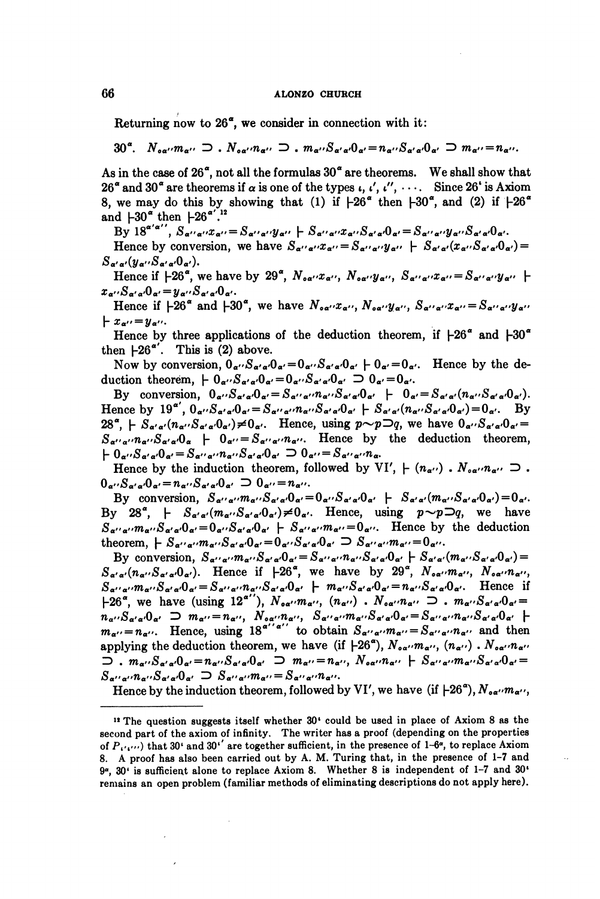Returning now to $26^\alpha$, we consider in connection with it:

$30^\alpha$. $N_{o\alpha''}m_{\alpha''} \supset . N_{o\alpha''}n_{\alpha''} \supset . m_{\alpha''}S_{\alpha'\alpha'}0_{\alpha'} = n_{\alpha''}S_{\alpha'\alpha'}0_{\alpha'} \supset m_{\alpha''} = n_{\alpha''}$.

As in the case of $26^\alpha$, not all the formulas $30^\alpha$ are theorems. We shall show that $26^\alpha$ and $30^\alpha$ are theorems if $\alpha$ is one of the types $\iota$, $\iota'$, $\iota''$, $\cdots$. Since $26^\iota$ is Axiom 8, we may do this by showing that (1) if $\vdash 26^\alpha$ then $\vdash 30^\alpha$, and (2) if $\vdash 26^\alpha$ and $\vdash 30^\alpha$ then $\vdash 26^{\alpha'}$.[12]

By $18^{\alpha'\alpha''}$, $S_{\alpha''\alpha''}x_{\alpha''} = S_{\alpha''\alpha''}y_{\alpha''} \vdash S_{\alpha''\alpha''}x_{\alpha''}S_{\alpha'\alpha'}0_{\alpha'} = S_{\alpha''\alpha''}y_{\alpha''}S_{\alpha'\alpha'}0_{\alpha'}$.

Hence by conversion, we have $S_{\alpha''\alpha''}x_{\alpha''} = S_{\alpha''\alpha''}y_{\alpha''} \vdash S_{\alpha'\alpha'}(x_{\alpha''}S_{\alpha'\alpha'}0_{\alpha'}) = S_{\alpha'\alpha'}(y_{\alpha''}S_{\alpha'\alpha'}0_{\alpha'})$.

Hence if $\vdash 26^\alpha$, we have by $29^\alpha$, $N_{o\alpha''}x_{\alpha''}$, $N_{o\alpha''}y_{\alpha''}$, $S_{\alpha''\alpha''}x_{\alpha''} = S_{\alpha''\alpha''}y_{\alpha''} \vdash x_{\alpha''}S_{\alpha'\alpha'}0_{\alpha'} = y_{\alpha''}S_{\alpha'\alpha'}0_{\alpha'}$.

Hence if $\vdash 26^\alpha$ and $\vdash 30^\alpha$, we have $N_{o\alpha''}x_{\alpha''}$, $N_{o\alpha''}y_{\alpha''}$, $S_{\alpha''\alpha''}x_{\alpha''} = S_{\alpha''\alpha''}y_{\alpha''} \vdash x_{\alpha''} = y_{\alpha''}$.

Hence by three applications of the deduction theorem, if $\vdash 26^\alpha$ and $\vdash 30^\alpha$ then $\vdash 26^{\alpha'}$. This is (2) above.

Now by conversion, $0_{\alpha''}S_{\alpha'\alpha'}0_{\alpha'} = 0_{\alpha''}S_{\alpha'\alpha'}0_{\alpha'} \vdash 0_{\alpha'} = 0_{\alpha'}$. Hence by the deduction theorem, $\vdash 0_{\alpha''}S_{\alpha'\alpha'}0_{\alpha'} = 0_{\alpha''}S_{\alpha'\alpha'}0_{\alpha'} \supset 0_{\alpha'} = 0_{\alpha'}$.

By conversion, $0_{\alpha''}S_{\alpha'\alpha'}0_{\alpha'} = S_{\alpha''\alpha''}n_{\alpha''}S_{\alpha'\alpha'}0_{\alpha'} \vdash 0_{\alpha'} = S_{\alpha'\alpha'}(n_{\alpha''}S_{\alpha'\alpha'}0_{\alpha'})$. Hence by $19^{\alpha'}$, $0_{\alpha''}S_{\alpha'\alpha'}0_{\alpha'} = S_{\alpha''\alpha''}n_{\alpha''}S_{\alpha'\alpha'}0_{\alpha'} \vdash S_{\alpha'\alpha'}(n_{\alpha''}S_{\alpha'\alpha'}0_{\alpha'}) = 0_{\alpha'}$. By $28^\alpha$, $\vdash S_{\alpha'\alpha'}(n_{\alpha''}S_{\alpha'\alpha'}0_{\alpha'}) \neq 0_{\alpha'}$. Hence, using $p \sim p \supset q$, we have $0_{\alpha''}S_{\alpha'\alpha'}0_{\alpha'} = S_{\alpha''\alpha''}n_{\alpha''}S_{\alpha'\alpha'}0_{\alpha} \vdash 0_{\alpha''} = S_{\alpha''\alpha''}n_{\alpha''}$. Hence by the deduction theorem, $\vdash 0_{\alpha''}S_{\alpha'\alpha'}0_{\alpha'} = S_{\alpha''\alpha''}n_{\alpha''}S_{\alpha'\alpha'}0_{\alpha'} \supset 0_{\alpha''} = S_{\alpha''\alpha''}n_{\alpha}$.

Hence by the induction theorem, followed by VI′, $\vdash (n_{\alpha''}) . N_{o\alpha''}n_{\alpha''} \supset . 0_{\alpha''}S_{\alpha'\alpha'}0_{\alpha'} = n_{\alpha''}S_{\alpha'\alpha'}0_{\alpha'} \supset 0_{\alpha''} = n_{\alpha''}$.

By conversion, $S_{\alpha''\alpha''}m_{\alpha''}S_{\alpha'\alpha'}0_{\alpha'} = 0_{\alpha''}S_{\alpha'\alpha'}0_{\alpha'} \vdash S_{\alpha'\alpha'}(m_{\alpha''}S_{\alpha'\alpha'}0_{\alpha'}) = 0_{\alpha'}$. By $28^\alpha$, $\vdash S_{\alpha'\alpha'}(m_{\alpha''}S_{\alpha'\alpha'}0_{\alpha'}) \neq 0_{\alpha'}$. Hence, using $p \sim p \supset q$, we have $S_{\alpha''\alpha''}m_{\alpha''}S_{\alpha'\alpha'}0_{\alpha'} = 0_{\alpha''}S_{\alpha'\alpha'}0_{\alpha'} \vdash S_{\alpha''\alpha''}m_{\alpha''} = 0_{\alpha''}$. Hence by the deduction theorem, $\vdash S_{\alpha''\alpha''}m_{\alpha''}S_{\alpha'\alpha'}0_{\alpha'} = 0_{\alpha''}S_{\alpha'\alpha'}0_{\alpha'} \supset S_{\alpha''\alpha''}m_{\alpha''} = 0_{\alpha''}$.

By conversion, $S_{\alpha''\alpha''}m_{\alpha''}S_{\alpha'\alpha'}0_{\alpha'} = S_{\alpha''\alpha''}n_{\alpha''}S_{\alpha'\alpha'}0_{\alpha'} \vdash S_{\alpha'\alpha'}(m_{\alpha''}S_{\alpha'\alpha'}0_{\alpha'}) = S_{\alpha'\alpha'}(n_{\alpha''}S_{\alpha'\alpha'}0_{\alpha'})$. Hence if $\vdash 26^\alpha$, we have by $29^\alpha$, $N_{o\alpha''}m_{\alpha''}$, $N_{o\alpha''}n_{\alpha''}$, $S_{\alpha''\alpha''}m_{\alpha''}S_{\alpha'\alpha'}0_{\alpha'} = S_{\alpha''\alpha''}n_{\alpha''}S_{\alpha'\alpha'}0_{\alpha'} \vdash m_{\alpha''}S_{\alpha'\alpha'}0_{\alpha'} = n_{\alpha''}S_{\alpha'\alpha'}0_{\alpha'}$. Hence if $\vdash 26^\alpha$, we have (using $12^{\alpha''}$), $N_{o\alpha''}m_{\alpha''}$, $(n_{\alpha''}) . N_{o\alpha''}n_{\alpha''} \supset . m_{\alpha''}S_{\alpha'\alpha'}0_{\alpha'} = n_{\alpha''}S_{\alpha'\alpha'}0_{\alpha'} \supset m_{\alpha''} = n_{\alpha''}$, $N_{o\alpha''}n_{\alpha''}$, $S_{\alpha''\alpha''}m_{\alpha''}S_{\alpha'\alpha'}0_{\alpha'} = S_{\alpha''\alpha''}n_{\alpha''}S_{\alpha'\alpha'}0_{\alpha'} \vdash m_{\alpha''} = n_{\alpha''}$. Hence, using $18^{\alpha''\alpha''}$ to obtain $S_{\alpha''\alpha''}m_{\alpha''} = S_{\alpha''\alpha''}n_{\alpha''}$ and then applying the deduction theorem, we have (if $\vdash 26^\alpha$), $N_{o\alpha''}m_{\alpha''}$, $(n_{\alpha''}) . N_{o\alpha''}n_{\alpha''} \supset . m_{\alpha''}S_{\alpha'\alpha'}0_{\alpha'} = n_{\alpha''}S_{\alpha'\alpha'}0_{\alpha'} \supset m_{\alpha''} = n_{\alpha''}$, $N_{o\alpha''}n_{\alpha''} \vdash S_{\alpha''\alpha''}m_{\alpha''}S_{\alpha'\alpha'}0_{\alpha'} = S_{\alpha''\alpha''}n_{\alpha''}S_{\alpha'\alpha'}0_{\alpha'} \supset S_{\alpha''\alpha''}m_{\alpha''} = S_{\alpha''\alpha''}n_{\alpha''}$.

Hence by the induction theorem, followed by VI′, we have (if $\vdash 26^\alpha$), $N_{o\alpha''}m_{\alpha''}$,

[12] The question suggests itself whether $30^\iota$ could be used in place of Axiom 8 as the second part of the axiom of infinity. The writer has a proof (depending on the properties of $P_{\iota'\iota''}$) that $30^\iota$ and $30^{\iota'}$ are together sufficient, in the presence of 1–$6^\alpha$, to replace Axiom 8. A proof has also been carried out by A. M. Turing that, in the presence of 1–7 and $9^\alpha$, $30^\iota$ is sufficient alone to replace Axiom 8. Whether 8 is independent of 1–7 and $30^\iota$ remains an open problem (familiar methods of eliminating descriptions do not apply here).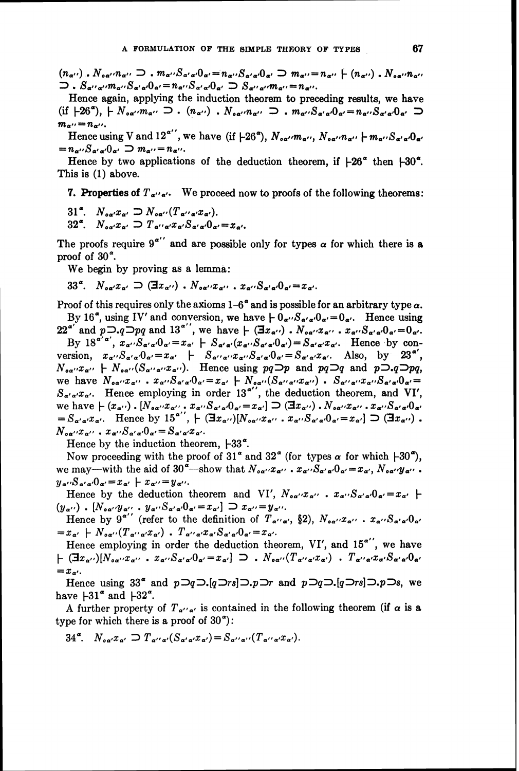$(n_{\alpha''}) \, . \, N_{o\alpha''}n_{\alpha''} \supset . \, m_{\alpha''}S_{\alpha'\alpha'}0_{\alpha'}=n_{\alpha''}S_{\alpha'\alpha'}0_{\alpha'} \supset m_{\alpha''}=n_{\alpha''} \vdash (n_{\alpha''}) \, . \, N_{o\alpha''}n_{\alpha''} \supset . \, S_{\alpha''\alpha''}m_{\alpha''}S_{\alpha'\alpha'}0_{\alpha'}=n_{\alpha''}S_{\alpha'\alpha'}0_{\alpha'} \supset S_{\alpha''\alpha''}m_{\alpha''}=n_{\alpha''}$.

Hence again, applying the induction theorem to preceding results, we have (if $\vdash 26^{\alpha}$), $\vdash N_{o\alpha''}m_{\alpha''} \supset . \, (n_{\alpha''}) \, . \, N_{o\alpha''}n_{\alpha''} \supset . \, m_{\alpha''}S_{\alpha'\alpha'}0_{\alpha'}=n_{\alpha''}S_{\alpha'\alpha'}0_{\alpha'} \supset m_{\alpha''}=n_{\alpha''}$.

Hence using V and $12^{\alpha''}$, we have (if $\vdash 26^{\alpha}$), $N_{o\alpha''}m_{\alpha''}, N_{o\alpha''}n_{\alpha''} \vdash m_{\alpha''}S_{\alpha'\alpha'}0_{\alpha'}=n_{\alpha''}S_{\alpha'\alpha'}0_{\alpha'} \supset m_{\alpha''}=n_{\alpha''}$.

Hence by two applications of the deduction theorem, if $\vdash 26^{\alpha}$ then $\vdash 30^{\alpha}$. This is (1) above.

**7. Properties of $T_{\alpha''\alpha'}$.** We proceed now to proofs of the following theorems:

$31^{\alpha}$. $N_{o\alpha'}x_{\alpha'} \supset N_{o\alpha''}(T_{\alpha''\alpha'}x_{\alpha'})$.

$32^{\alpha}$. $N_{o\alpha'}x_{\alpha'} \supset T_{\alpha''\alpha'}x_{\alpha'}S_{\alpha'\alpha'}0_{\alpha'}=x_{\alpha'}$.

The proofs require $9^{\alpha''}$ and are possible only for types $\alpha$ for which there is a proof of $30^{\alpha}$.

We begin by proving as a lemma:

$33^{\alpha}$. $N_{o\alpha'}x_{\alpha'} \supset (\exists x_{\alpha''}) \, . \, N_{o\alpha''}x_{\alpha''} \, . \, x_{\alpha''}S_{\alpha'\alpha'}0_{\alpha'}=x_{\alpha'}$.

Proof of this requires only the axioms 1–$6^{\alpha}$ and is possible for an arbitrary type $\alpha$.

By $16^{\alpha}$, using IV′ and conversion, we have $\vdash 0_{\alpha''}S_{\alpha'\alpha'}0_{\alpha'}=0_{\alpha'}$. Hence using $22^{\alpha'}$ and $p \supset . q \supset pq$ and $13^{\alpha''}$, we have $\vdash (\exists x_{\alpha''}) \, . \, N_{o\alpha''}x_{\alpha''} \, . \, x_{\alpha''}S_{\alpha'\alpha'}0_{\alpha'}=0_{\alpha'}$.

By $18^{\alpha'\alpha'}$, $x_{\alpha''}S_{\alpha'\alpha'}0_{\alpha'}=x_{\alpha'} \vdash S_{\alpha'\alpha'}(x_{\alpha''}S_{\alpha'\alpha'}0_{\alpha'})=S_{\alpha'\alpha'}x_{\alpha'}$. Hence by conversion, $x_{\alpha''}S_{\alpha'\alpha'}0_{\alpha'}=x_{\alpha'} \vdash S_{\alpha''\alpha''}x_{\alpha''}S_{\alpha'\alpha'}0_{\alpha'}=S_{\alpha'\alpha'}x_{\alpha'}$. Also, by $23^{\alpha'}$, $N_{o\alpha''}x_{\alpha''} \vdash N_{o\alpha''}(S_{\alpha''\alpha''}x_{\alpha''})$. Hence using $pq \supset p$ and $pq \supset q$ and $p \supset . q \supset pq$, we have $N_{o\alpha''}x_{\alpha''} \, . \, x_{\alpha''}S_{\alpha'\alpha'}0_{\alpha'}=x_{\alpha'} \vdash N_{o\alpha''}(S_{\alpha''\alpha''}x_{\alpha''}) \, . \, S_{\alpha''\alpha''}x_{\alpha''}S_{\alpha'\alpha'}0_{\alpha'}=S_{\alpha'\alpha'}x_{\alpha'}$. Hence employing in order $13^{\alpha''}$, the deduction theorem, and VI′, we have $\vdash (x_{\alpha''}) \, . \, [N_{o\alpha''}x_{\alpha''} \, . \, x_{\alpha''}S_{\alpha'\alpha'}0_{\alpha'}=x_{\alpha'}] \supset (\exists x_{\alpha''}) \, . \, N_{o\alpha''}x_{\alpha''} \, . \, x_{\alpha''}S_{\alpha'\alpha'}0_{\alpha'}=S_{\alpha'\alpha'}x_{\alpha'}$. Hence by $15^{\alpha''}$, $\vdash (\exists x_{\alpha''})[N_{o\alpha''}x_{\alpha''} \, . \, x_{\alpha''}S_{\alpha'\alpha'}0_{\alpha'}=x_{\alpha'}] \supset (\exists x_{\alpha''}) \, . \, N_{o\alpha''}x_{\alpha''} \, . \, x_{\alpha''}S_{\alpha'\alpha'}0_{\alpha'}=S_{\alpha'\alpha'}x_{\alpha'}$.

Hence by the induction theorem, $\vdash 33^{\alpha}$.

Now proceeding with the proof of $31^{\alpha}$ and $32^{\alpha}$ (for types $\alpha$ for which $\vdash 30^{\alpha}$), we may—with the aid of $30^{\alpha}$—show that $N_{o\alpha''}x_{\alpha''} \, . \, x_{\alpha''}S_{\alpha'\alpha'}0_{\alpha'}=x_{\alpha'}, N_{o\alpha''}y_{\alpha''} \, . \, y_{\alpha''}S_{\alpha'\alpha'}0_{\alpha'}=x_{\alpha'} \vdash x_{\alpha''}=y_{\alpha''}$.

Hence by the deduction theorem and VI′, $N_{o\alpha''}x_{\alpha''} \, . \, x_{\alpha''}S_{\alpha'\alpha'}0_{\alpha'}=x_{\alpha'} \vdash (y_{\alpha''}) \, . \, [N_{o\alpha''}y_{\alpha''} \, . \, y_{\alpha''}S_{\alpha'\alpha'}0_{\alpha'}=x_{\alpha'}] \supset x_{\alpha''}=y_{\alpha''}$.

Hence by $9^{\alpha''}$ (refer to the definition of $T_{\alpha''\alpha'}$, §2), $N_{o\alpha''}x_{\alpha''} \, . \, x_{\alpha''}S_{\alpha'\alpha'}0_{\alpha'}=x_{\alpha'} \vdash N_{o\alpha''}(T_{\alpha''\alpha'}x_{\alpha'}) \, . \, T_{\alpha''\alpha'}x_{\alpha'}S_{\alpha'\alpha'}0_{\alpha'}=x_{\alpha'}$.

Hence employing in order the deduction theorem, VI′, and $15^{\alpha''}$, we have $\vdash (\exists x_{\alpha''})[N_{o\alpha''}x_{\alpha''} \, . \, x_{\alpha''}S_{\alpha'\alpha'}0_{\alpha'}=x_{\alpha'}] \supset . \, N_{o\alpha''}(T_{\alpha''\alpha'}x_{\alpha'}) \, . \, T_{\alpha''\alpha'}x_{\alpha'}S_{\alpha'\alpha'}0_{\alpha'}=x_{\alpha'}$.

Hence using $33^{\alpha}$ and $p \supset q \supset . [q \supset rs] \supset . p \supset r$ and $p \supset q \supset . [q \supset rs] \supset . p \supset s$, we have $\vdash 31^{\alpha}$ and $\vdash 32^{\alpha}$.

A further property of $T_{\alpha''\alpha'}$ is contained in the following theorem (if $\alpha$ is a type for which there is a proof of $30^{\alpha}$):

$34^{\alpha}$. $N_{o\alpha'}x_{\alpha'} \supset T_{\alpha''\alpha'}(S_{\alpha'\alpha'}x_{\alpha'})=S_{\alpha''\alpha''}(T_{\alpha''\alpha'}x_{\alpha'})$.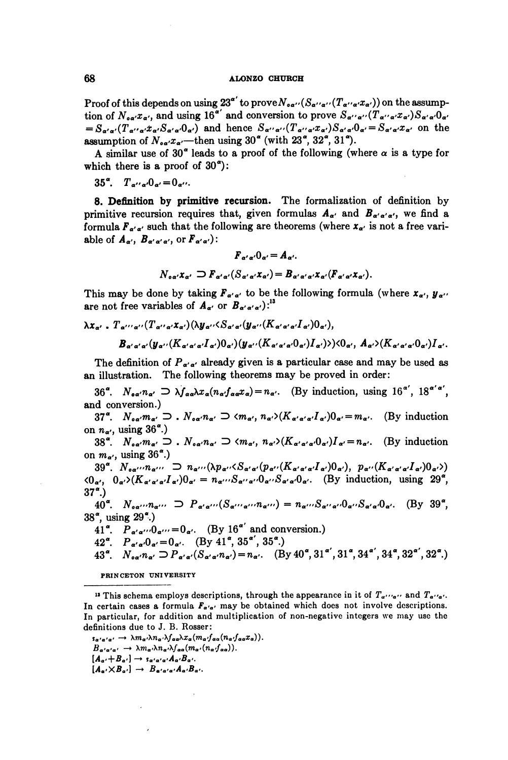Proof of this depends on using $23^{\alpha'}$ to prove $N_{o\alpha''}(S_{\alpha''\alpha''}(T_{\alpha''\alpha'}x_{\alpha'}))$ on the assumption of $N_{o\alpha'}x_{\alpha'}$, and using $16^{\alpha'}$ and conversion to prove $S_{\alpha''\alpha''}(T_{\alpha''\alpha'}x_{\alpha'})S_{\alpha'\alpha'}0_{\alpha'} = S_{\alpha'\alpha'}(T_{\alpha''\alpha'}x_{\alpha'}S_{\alpha'\alpha'}0_{\alpha'})$ and hence $S_{\alpha''\alpha''}(T_{\alpha''\alpha'}x_{\alpha'})S_{\alpha'\alpha'}0_{\alpha'} = S_{\alpha'\alpha'}x_{\alpha'}$ on the assumption of $N_{o\alpha'}x_{\alpha'}$—then using $30^{\alpha}$ (with $23^{\alpha}$, $32^{\alpha}$, $31^{\alpha}$).

A similar use of $30^{\alpha}$ leads to a proof of the following (where $\alpha$ is a type for which there is a proof of $30^{\alpha}$):

$35^{\alpha}$. $T_{\alpha''\alpha'}0_{\alpha'} = 0_{\alpha''}$.

**8. Definition by primitive recursion.** The formalization of definition by primitive recursion requires that, given formulas $\boldsymbol{A}_{\alpha'}$ and $\boldsymbol{B}_{\alpha'\alpha'\alpha'}$, we find a formula $\boldsymbol{F}_{\alpha'\alpha'}$ such that the following are theorems (where $x_{\alpha'}$ is not a free variable of $\boldsymbol{A}_{\alpha'}$, $\boldsymbol{B}_{\alpha'\alpha'\alpha'}$, or $\boldsymbol{F}_{\alpha'\alpha'}$):

$$\boldsymbol{F}_{\alpha'\alpha'}0_{\alpha'} = \boldsymbol{A}_{\alpha'}.$$

$$N_{o\alpha'}x_{\alpha'} \supset \boldsymbol{F}_{\alpha'\alpha'}(S_{\alpha'\alpha'}x_{\alpha'}) = \boldsymbol{B}_{\alpha'\alpha'\alpha'}x_{\alpha'}(\boldsymbol{F}_{\alpha'\alpha'}x_{\alpha'}).$$

This may be done by taking $\boldsymbol{F}_{\alpha'\alpha'}$ to be the following formula (where $x_{\alpha'}$, $y_{\alpha''}$ are not free variables of $\boldsymbol{A}_{\alpha'}$ or $\boldsymbol{B}_{\alpha'\alpha'\alpha'}$):[13]

$$\lambda x_{\alpha'} \,.\, T_{\alpha'''\alpha''}(T_{\alpha''\alpha'}x_{\alpha'})(\lambda y_{\alpha''}\langle S_{\alpha'\alpha'}(y_{\alpha''}(K_{\alpha'\alpha'\alpha'}I_{\alpha'})0_{\alpha'}),$$
$$\boldsymbol{B}_{\alpha'\alpha'\alpha'}(y_{\alpha''}(K_{\alpha'\alpha'\alpha'}I_{\alpha'})0_{\alpha'})(y_{\alpha''}(K_{\alpha'\alpha'\alpha'}0_{\alpha'})I_{\alpha'})\rangle)\langle 0_{\alpha'},\, \boldsymbol{A}_{\alpha'}\rangle(K_{\alpha'\alpha'\alpha'}0_{\alpha'})I_{\alpha'}.$$

The definition of $P_{\alpha'\alpha'}$ already given is a particular case and may be used as an illustration. The following theorems may be proved in order:

$36^{\alpha}$. $N_{o\alpha'}n_{\alpha'} \supset \lambda f_{\alpha\alpha}\lambda x_{\alpha}(n_{\alpha'}f_{\alpha\alpha}x_{\alpha}) = n_{\alpha'}$. (By induction, using $16^{\alpha'}$, $18^{\alpha'\alpha'}$, and conversion.)

$37^{\alpha}$. $N_{o\alpha'}m_{\alpha'} \supset \,.\, N_{o\alpha'}n_{\alpha'} \supset \langle m_{\alpha'}, n_{\alpha'}\rangle(K_{\alpha'\alpha'\alpha'}I_{\alpha'})0_{\alpha'} = m_{\alpha'}$. (By induction on $n_{\alpha'}$, using $36^{\alpha}$.)

$38^{\alpha}$. $N_{o\alpha'}m_{\alpha'} \supset \,.\, N_{o\alpha'}n_{\alpha'} \supset \langle m_{\alpha'}, n_{\alpha'}\rangle(K_{\alpha'\alpha'\alpha'}0_{\alpha'})I_{\alpha'} = n_{\alpha'}$. (By induction on $m_{\alpha'}$, using $36^{\alpha}$.)

$39^{\alpha}$. $N_{o\alpha'''}n_{\alpha'''} \supset n_{\alpha'''}(\lambda p_{\alpha''}\langle S_{\alpha'\alpha'}(p_{\alpha''}(K_{\alpha'\alpha'\alpha'}I_{\alpha'})0_{\alpha'}),\, p_{\alpha''}(K_{\alpha'\alpha'\alpha'}I_{\alpha'})0_{\alpha'}\rangle)\langle 0_{\alpha'},\, 0_{\alpha'}\rangle(K_{\alpha'\alpha'\alpha'}I_{\alpha'})0_{\alpha'} = n_{\alpha'''}S_{\alpha''\alpha''}0_{\alpha''}S_{\alpha'\alpha'}0_{\alpha'}$. (By induction, using $29^{\alpha}$, $37^{\alpha}$.)

$40^{\alpha}$. $N_{o\alpha'''}n_{\alpha'''} \supset P_{\alpha'\alpha'''}(S_{\alpha'''\alpha'''}n_{\alpha'''}) = n_{\alpha'''}S_{\alpha''\alpha''}0_{\alpha''}S_{\alpha'\alpha'}0_{\alpha'}$. (By $39^{\alpha}$, $38^{\alpha}$, using $29^{\alpha}$.)

$41^{\alpha}$. $P_{\alpha'\alpha'''}0_{\alpha'''} = 0_{\alpha'}$. (By $16^{\alpha'}$ and conversion.)

$42^{\alpha}$. $P_{\alpha'\alpha'}0_{\alpha'} = 0_{\alpha'}$. (By $41^{\alpha}$, $35^{\alpha'}$, $35^{\alpha}$.)

$43^{\alpha}$. $N_{o\alpha'}n_{\alpha'} \supset P_{\alpha'\alpha'}(S_{\alpha'\alpha'}n_{\alpha'}) = n_{\alpha'}$. (By $40^{\alpha}$, $31^{\alpha'}$, $31^{\alpha}$, $34^{\alpha'}$, $34^{\alpha}$, $32^{\alpha'}$, $32^{\alpha}$.)

PRINCETON UNIVERSITY

[13] This schema employs descriptions, through the appearance in it of $T_{\alpha'''\alpha''}$ and $T_{\alpha''\alpha'}$. In certain cases a formula $\boldsymbol{F}_{\alpha'\alpha'}$ may be obtained which does not involve descriptions. In particular, for addition and multiplication of non-negative integers we may use the definitions due to J. B. Rosser:

$s_{\alpha'\alpha'\alpha'} \rightarrow \lambda m_{\alpha'}\lambda n_{\alpha'}\lambda f_{\alpha\alpha}\lambda x_{\alpha}(m_{\alpha'}f_{\alpha\alpha}(n_{\alpha'}f_{\alpha\alpha}x_{\alpha}))$.

$B_{\alpha'\alpha'\alpha'} \rightarrow \lambda m_{\alpha'}\lambda n_{\alpha'}\lambda f_{\alpha\alpha}(m_{\alpha'}(n_{\alpha'}f_{\alpha\alpha}))$.

$[\boldsymbol{A}_{\alpha'} + \boldsymbol{B}_{\alpha'}] \rightarrow s_{\alpha'\alpha'\alpha'}\boldsymbol{A}_{\alpha'}\boldsymbol{B}_{\alpha'}$.

$[\boldsymbol{A}_{\alpha'} \times \boldsymbol{B}_{\alpha'}] \rightarrow B_{\alpha'\alpha'\alpha'}\boldsymbol{A}_{\alpha'}\boldsymbol{B}_{\alpha'}$.